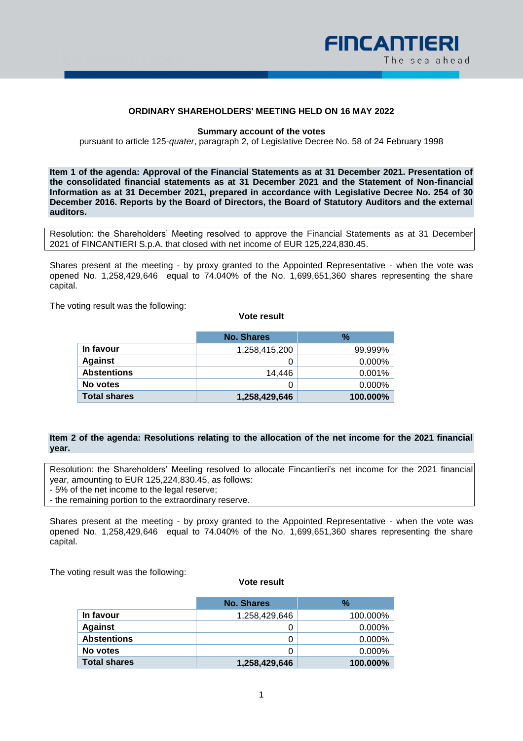**ORDINARY SHAREHOLDERS' MEETING HELD ON 16 MAY 2022**

**Summary account of the votes**

pursuant to article 125-*quater*, paragraph 2, of Legislative Decree No. 58 of 24 February 1998

**Item 1 of the agenda: Approval of the Financial Statements as at 31 December 2021. Presentation of the consolidated financial statements as at 31 December 2021 and the Statement of Non-financial Information as at 31 December 2021, prepared in accordance with Legislative Decree No. 254 of 30 December 2016. Reports by the Board of Directors, the Board of Statutory Auditors and the external auditors.**

Resolution: the Shareholders' Meeting resolved to approve the Financial Statements as at 31 December 2021 of FINCANTIERI S.p.A. that closed with net income of EUR 125,224,830.45.

Shares present at the meeting - by proxy granted to the Appointed Representative - when the vote was opened No. 1,258,429,646 equal to 74.040% of the No. 1,699,651,360 shares representing the share capital.

The voting result was the following:

**Vote result**

| | No. Shares | % |
|---|---|---|
| **In favour** | 1,258,415,200 | 99.999% |
| **Against** | 0 | 0.000% |
| **Abstentions** | 14,446 | 0.001% |
| **No votes** | 0 | 0.000% |
| **Total shares** | **1,258,429,646** | **100.000%** |

**Item 2 of the agenda: Resolutions relating to the allocation of the net income for the 2021 financial year.**

Resolution: the Shareholders' Meeting resolved to allocate Fincantieri's net income for the 2021 financial year, amounting to EUR 125,224,830.45, as follows:
- 5% of the net income to the legal reserve;
- the remaining portion to the extraordinary reserve.

Shares present at the meeting - by proxy granted to the Appointed Representative - when the vote was opened No. 1,258,429,646 equal to 74.040% of the No. 1,699,651,360 shares representing the share capital.

The voting result was the following:

**Vote result**

| | No. Shares | % |
|---|---|---|
| **In favour** | 1,258,429,646 | 100.000% |
| **Against** | 0 | 0.000% |
| **Abstentions** | 0 | 0.000% |
| **No votes** | 0 | 0.000% |
| **Total shares** | **1,258,429,646** | **100.000%** |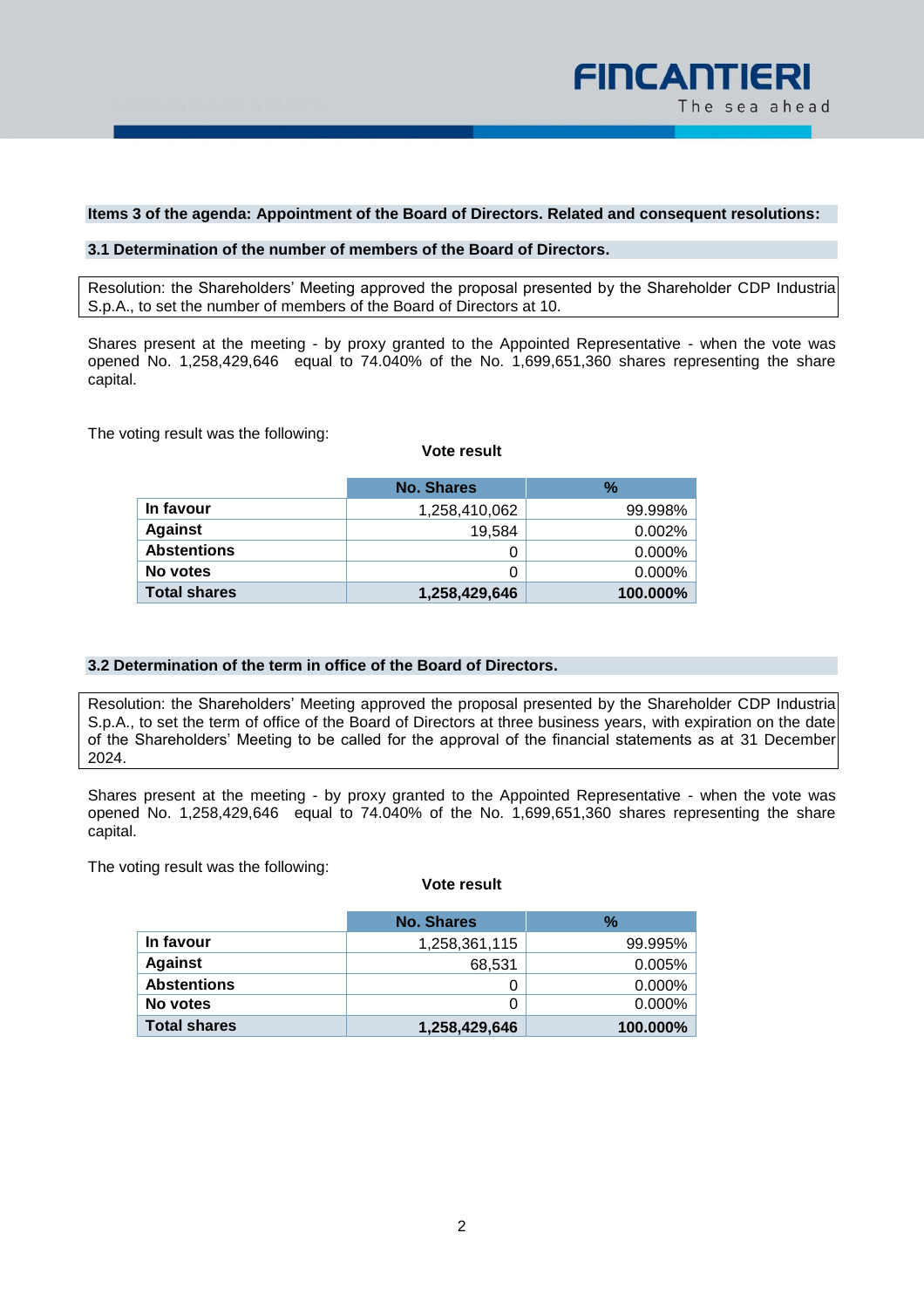**Items 3 of the agenda: Appointment of the Board of Directors. Related and consequent resolutions:**

**3.1 Determination of the number of members of the Board of Directors.**

Resolution: the Shareholders' Meeting approved the proposal presented by the Shareholder CDP Industria S.p.A., to set the number of members of the Board of Directors at 10.

Shares present at the meeting - by proxy granted to the Appointed Representative - when the vote was opened No. 1,258,429,646 equal to 74.040% of the No. 1,699,651,360 shares representing the share capital.

The voting result was the following:

**Vote result**

| | No. Shares | % |
|---|---:|---:|
| **In favour** | 1,258,410,062 | 99.998% |
| **Against** | 19,584 | 0.002% |
| **Abstentions** | 0 | 0.000% |
| **No votes** | 0 | 0.000% |
| **Total shares** | **1,258,429,646** | **100.000%** |

**3.2 Determination of the term in office of the Board of Directors.**

Resolution: the Shareholders' Meeting approved the proposal presented by the Shareholder CDP Industria S.p.A., to set the term of office of the Board of Directors at three business years, with expiration on the date of the Shareholders' Meeting to be called for the approval of the financial statements as at 31 December 2024.

Shares present at the meeting - by proxy granted to the Appointed Representative - when the vote was opened No. 1,258,429,646 equal to 74.040% of the No. 1,699,651,360 shares representing the share capital.

The voting result was the following:

**Vote result**

| | No. Shares | % |
|---|---:|---:|
| **In favour** | 1,258,361,115 | 99.995% |
| **Against** | 68,531 | 0.005% |
| **Abstentions** | 0 | 0.000% |
| **No votes** | 0 | 0.000% |
| **Total shares** | **1,258,429,646** | **100.000%** |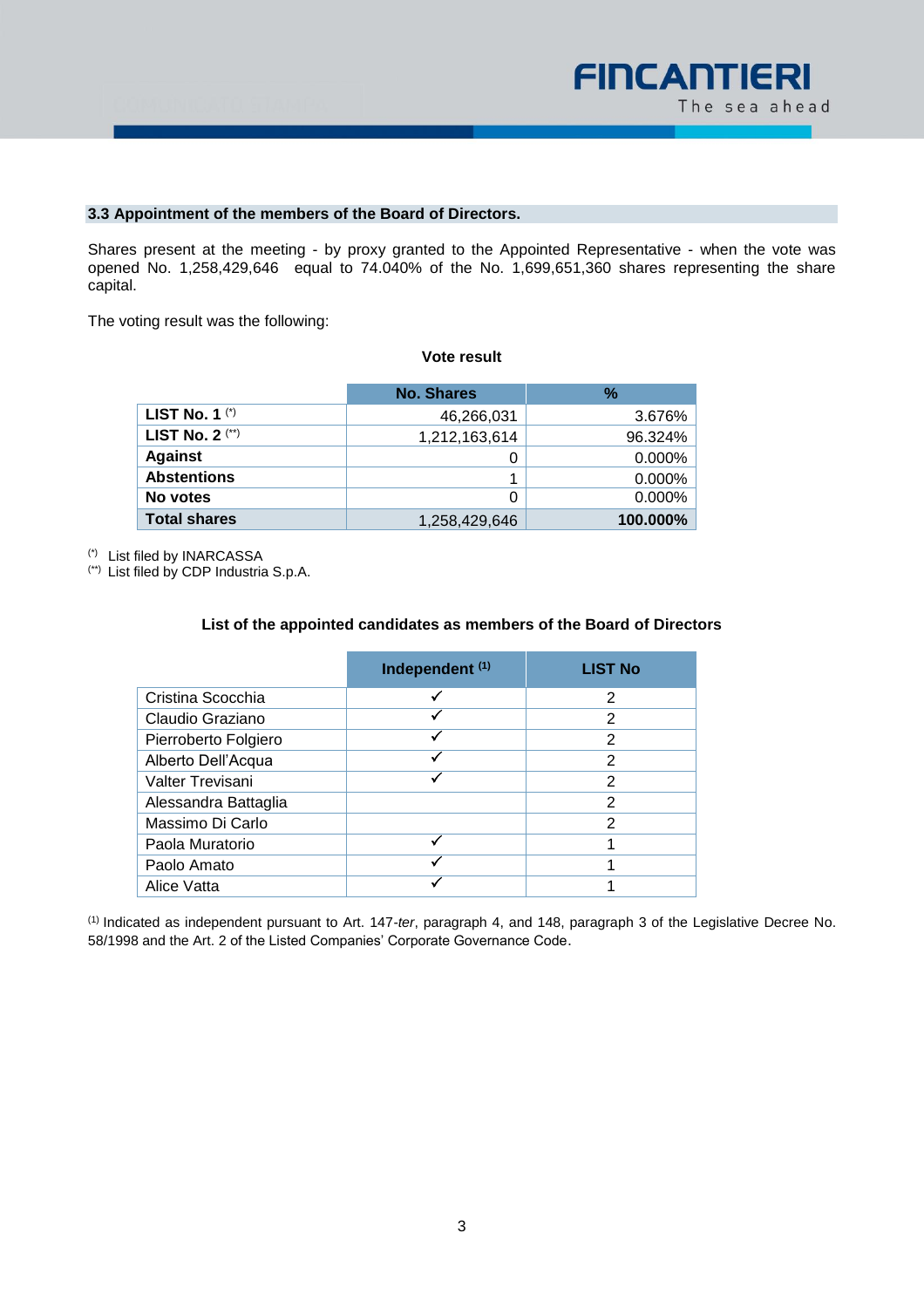### 3.3 Appointment of the members of the Board of Directors.

Shares present at the meeting - by proxy granted to the Appointed Representative - when the vote was opened No. 1,258,429,646 equal to 74.040% of the No. 1,699,651,360 shares representing the share capital.

The voting result was the following:

**Vote result**

| | No. Shares | % |
|---|---|---|
| **LIST No. 1** (*) | 46,266,031 | 3.676% |
| **LIST No. 2** (**) | 1,212,163,614 | 96.324% |
| **Against** | 0 | 0.000% |
| **Abstentions** | 1 | 0.000% |
| **No votes** | 0 | 0.000% |
| **Total shares** | 1,258,429,646 | **100.000%** |

(*) List filed by INARCASSA
(**) List filed by CDP Industria S.p.A.

**List of the appointed candidates as members of the Board of Directors**

| | Independent [1] | LIST No |
|---|---|---|
| Cristina Scocchia | ✓ | 2 |
| Claudio Graziano | ✓ | 2 |
| Pierroberto Folgiero | ✓ | 2 |
| Alberto Dell'Acqua | ✓ | 2 |
| Valter Trevisani | ✓ | 2 |
| Alessandra Battaglia | | 2 |
| Massimo Di Carlo | | 2 |
| Paola Muratorio | ✓ | 1 |
| Paolo Amato | ✓ | 1 |
| Alice Vatta | ✓ | 1 |

[1] Indicated as independent pursuant to Art. 147-*ter*, paragraph 4, and 148, paragraph 3 of the Legislative Decree No. 58/1998 and the Art. 2 of the Listed Companies' Corporate Governance Code.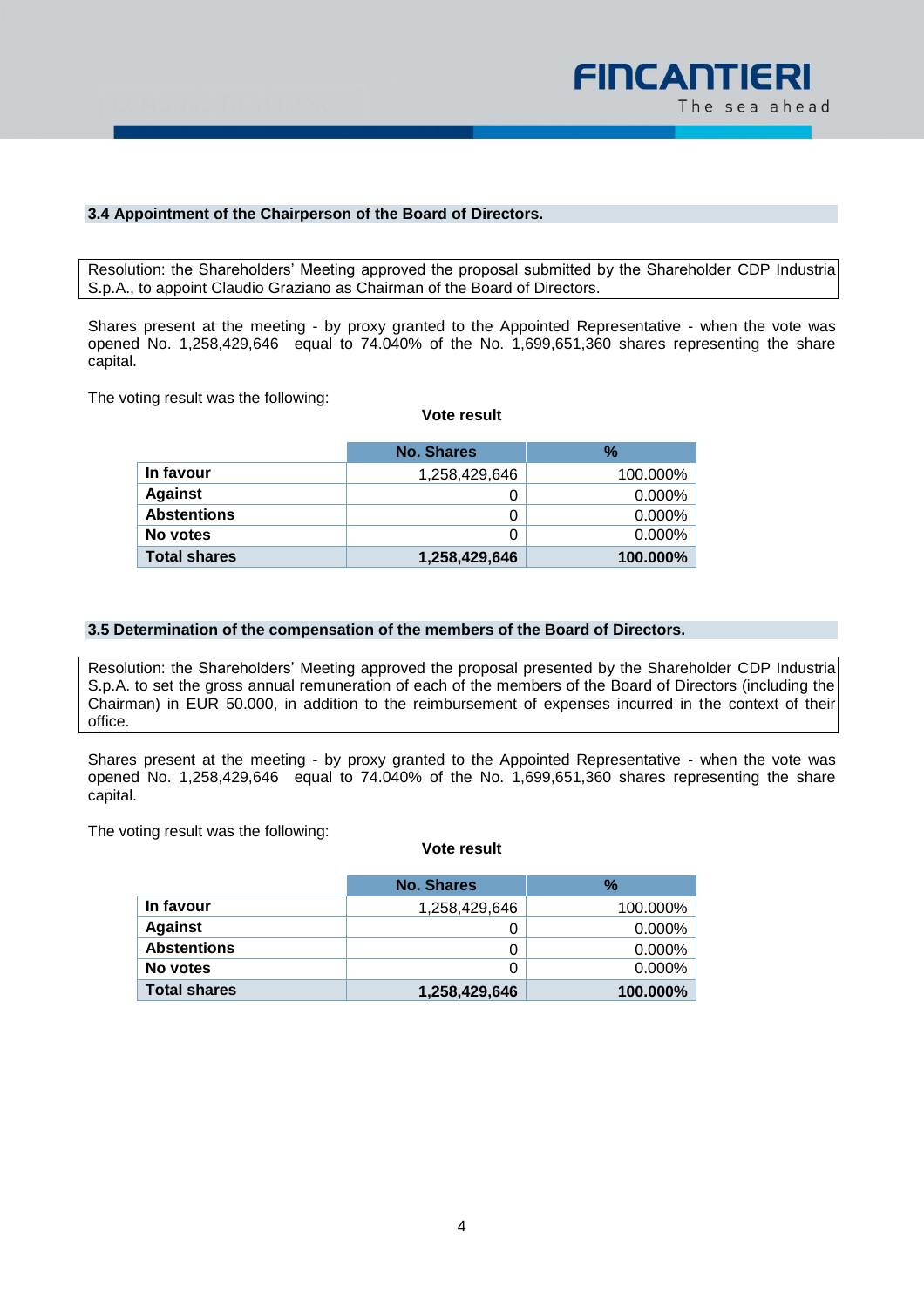### 3.4 Appointment of the Chairperson of the Board of Directors.

Resolution: the Shareholders' Meeting approved the proposal submitted by the Shareholder CDP Industria S.p.A., to appoint Claudio Graziano as Chairman of the Board of Directors.

Shares present at the meeting - by proxy granted to the Appointed Representative - when the vote was opened No. 1,258,429,646 equal to 74.040% of the No. 1,699,651,360 shares representing the share capital.

The voting result was the following:

**Vote result**

| | No. Shares | % |
|---|---|---|
| **In favour** | 1,258,429,646 | 100.000% |
| **Against** | 0 | 0.000% |
| **Abstentions** | 0 | 0.000% |
| **No votes** | 0 | 0.000% |
| **Total shares** | **1,258,429,646** | **100.000%** |

### 3.5 Determination of the compensation of the members of the Board of Directors.

Resolution: the Shareholders' Meeting approved the proposal presented by the Shareholder CDP Industria S.p.A. to set the gross annual remuneration of each of the members of the Board of Directors (including the Chairman) in EUR 50.000, in addition to the reimbursement of expenses incurred in the context of their office.

Shares present at the meeting - by proxy granted to the Appointed Representative - when the vote was opened No. 1,258,429,646 equal to 74.040% of the No. 1,699,651,360 shares representing the share capital.

The voting result was the following:

**Vote result**

| | No. Shares | % |
|---|---|---|
| **In favour** | 1,258,429,646 | 100.000% |
| **Against** | 0 | 0.000% |
| **Abstentions** | 0 | 0.000% |
| **No votes** | 0 | 0.000% |
| **Total shares** | **1,258,429,646** | **100.000%** |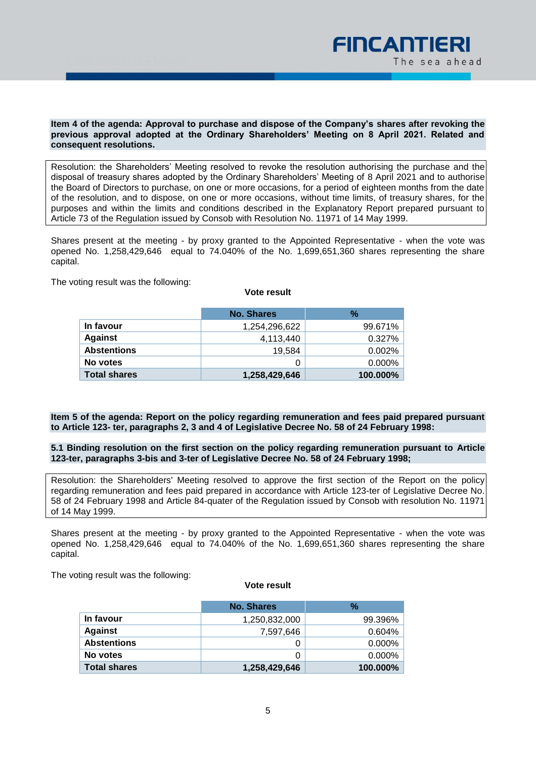**Item 4 of the agenda: Approval to purchase and dispose of the Company's shares after revoking the previous approval adopted at the Ordinary Shareholders' Meeting on 8 April 2021. Related and consequent resolutions.**

Resolution: the Shareholders' Meeting resolved to revoke the resolution authorising the purchase and the disposal of treasury shares adopted by the Ordinary Shareholders' Meeting of 8 April 2021 and to authorise the Board of Directors to purchase, on one or more occasions, for a period of eighteen months from the date of the resolution, and to dispose, on one or more occasions, without time limits, of treasury shares, for the purposes and within the limits and conditions described in the Explanatory Report prepared pursuant to Article 73 of the Regulation issued by Consob with Resolution No. 11971 of 14 May 1999.

Shares present at the meeting - by proxy granted to the Appointed Representative - when the vote was opened No. 1,258,429,646 equal to 74.040% of the No. 1,699,651,360 shares representing the share capital.

The voting result was the following:

**Vote result**

| | No. Shares | % |
|---|---:|---:|
| **In favour** | 1,254,296,622 | 99.671% |
| **Against** | 4,113,440 | 0.327% |
| **Abstentions** | 19,584 | 0.002% |
| **No votes** | 0 | 0.000% |
| **Total shares** | **1,258,429,646** | **100.000%** |

**Item 5 of the agenda: Report on the policy regarding remuneration and fees paid prepared pursuant to Article 123- ter, paragraphs 2, 3 and 4 of Legislative Decree No. 58 of 24 February 1998:**

**5.1 Binding resolution on the first section on the policy regarding remuneration pursuant to Article 123-ter, paragraphs 3-bis and 3-ter of Legislative Decree No. 58 of 24 February 1998;**

Resolution: the Shareholders' Meeting resolved to approve the first section of the Report on the policy regarding remuneration and fees paid prepared in accordance with Article 123-ter of Legislative Decree No. 58 of 24 February 1998 and Article 84-quater of the Regulation issued by Consob with resolution No. 11971 of 14 May 1999.

Shares present at the meeting - by proxy granted to the Appointed Representative - when the vote was opened No. 1,258,429,646 equal to 74.040% of the No. 1,699,651,360 shares representing the share capital.

The voting result was the following:

**Vote result**

| | No. Shares | % |
|---|---:|---:|
| **In favour** | 1,250,832,000 | 99.396% |
| **Against** | 7,597,646 | 0.604% |
| **Abstentions** | 0 | 0.000% |
| **No votes** | 0 | 0.000% |
| **Total shares** | **1,258,429,646** | **100.000%** |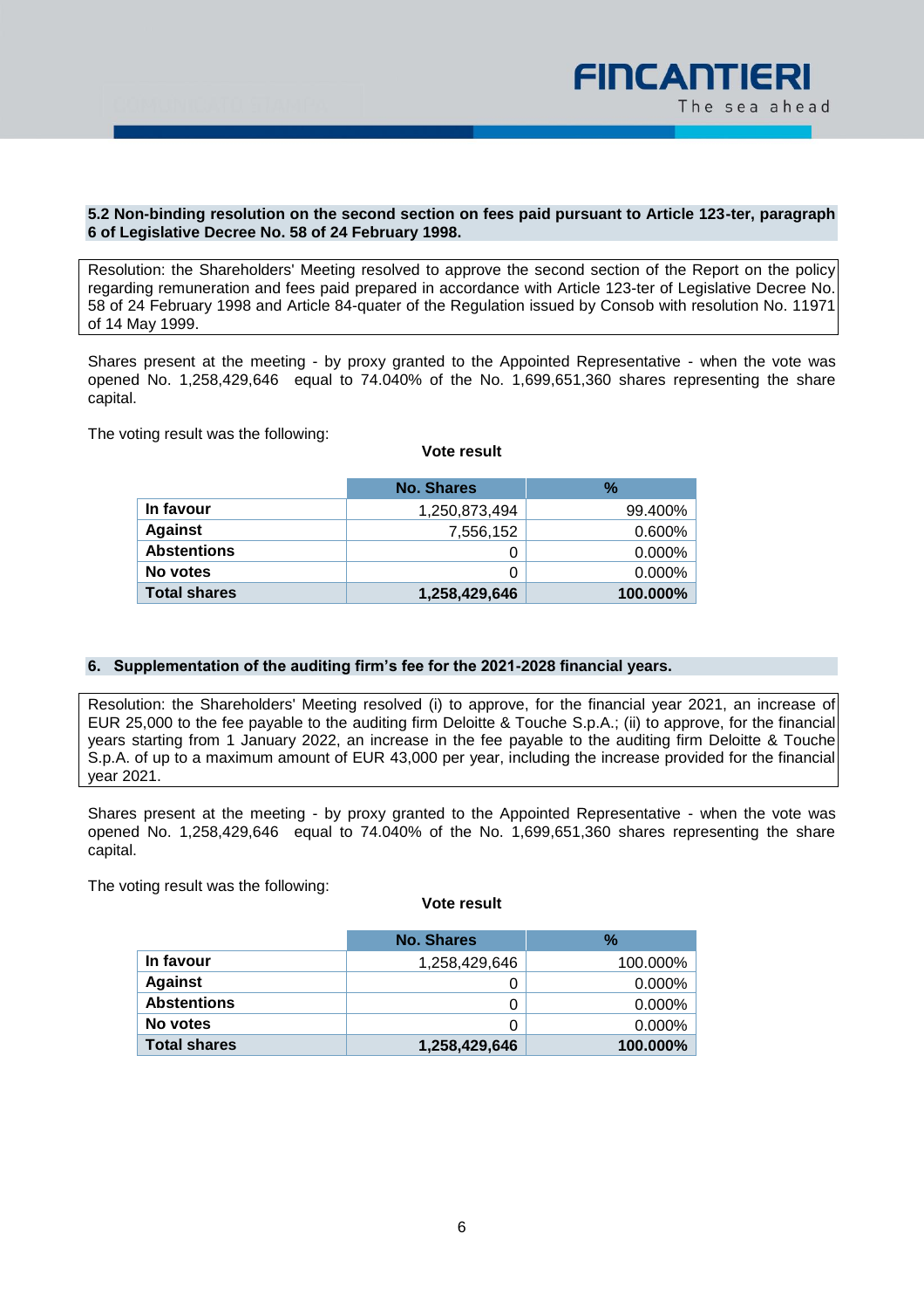**5.2 Non-binding resolution on the second section on fees paid pursuant to Article 123-ter, paragraph 6 of Legislative Decree No. 58 of 24 February 1998.**

Resolution: the Shareholders' Meeting resolved to approve the second section of the Report on the policy regarding remuneration and fees paid prepared in accordance with Article 123-ter of Legislative Decree No. 58 of 24 February 1998 and Article 84-quater of the Regulation issued by Consob with resolution No. 11971 of 14 May 1999.

Shares present at the meeting - by proxy granted to the Appointed Representative - when the vote was opened No. 1,258,429,646 equal to 74.040% of the No. 1,699,651,360 shares representing the share capital.

The voting result was the following:

**Vote result**

| | No. Shares | % |
|---|---|---|
| **In favour** | 1,250,873,494 | 99.400% |
| **Against** | 7,556,152 | 0.600% |
| **Abstentions** | 0 | 0.000% |
| **No votes** | 0 | 0.000% |
| **Total shares** | **1,258,429,646** | **100.000%** |

**6. Supplementation of the auditing firm's fee for the 2021-2028 financial years.**

Resolution: the Shareholders' Meeting resolved (i) to approve, for the financial year 2021, an increase of EUR 25,000 to the fee payable to the auditing firm Deloitte & Touche S.p.A.; (ii) to approve, for the financial years starting from 1 January 2022, an increase in the fee payable to the auditing firm Deloitte & Touche S.p.A. of up to a maximum amount of EUR 43,000 per year, including the increase provided for the financial year 2021.

Shares present at the meeting - by proxy granted to the Appointed Representative - when the vote was opened No. 1,258,429,646 equal to 74.040% of the No. 1,699,651,360 shares representing the share capital.

The voting result was the following:

**Vote result**

| | No. Shares | % |
|---|---|---|
| **In favour** | 1,258,429,646 | 100.000% |
| **Against** | 0 | 0.000% |
| **Abstentions** | 0 | 0.000% |
| **No votes** | 0 | 0.000% |
| **Total shares** | **1,258,429,646** | **100.000%** |